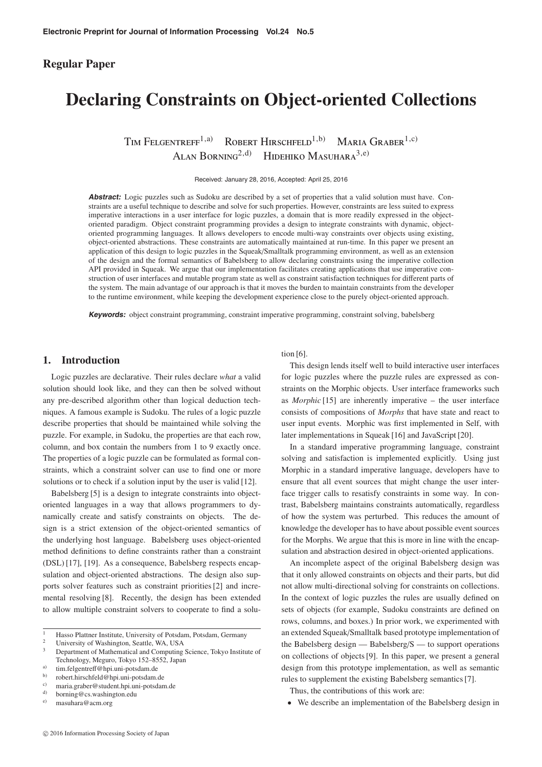Regular Paper

# Declaring Constraints on Object-oriented Collections

Tim Felgentreff[1,a)] Robert Hirschfeld[1,b)] Maria Graber[1,c)]
Alan Borning[2,d)] Hidehiko Masuhara[3,e)]

Received: January 28, 2016, Accepted: April 25, 2016

***Abstract:*** Logic puzzles such as Sudoku are described by a set of properties that a valid solution must have. Constraints are a useful technique to describe and solve for such properties. However, constraints are less suited to express imperative interactions in a user interface for logic puzzles, a domain that is more readily expressed in the object-oriented paradigm. Object constraint programming provides a design to integrate constraints with dynamic, object-oriented programming languages. It allows developers to encode multi-way constraints over objects using existing, object-oriented abstractions. These constraints are automatically maintained at run-time. In this paper we present an application of this design to logic puzzles in the Squeak/Smalltalk programming environment, as well as an extension of the design and the formal semantics of Babelsberg to allow declaring constraints using the imperative collection API provided in Squeak. We argue that our implementation facilitates creating applications that use imperative construction of user interfaces and mutable program state as well as constraint satisfaction techniques for different parts of the system. The main advantage of our approach is that it moves the burden to maintain constraints from the developer to the runtime environment, while keeping the development experience close to the purely object-oriented approach.

***Keywords:*** object constraint programming, constraint imperative programming, constraint solving, babelsberg

## 1. Introduction

Logic puzzles are declarative. Their rules declare *what* a valid solution should look like, and they can then be solved without any pre-described algorithm other than logical deduction techniques. A famous example is Sudoku. The rules of a logic puzzle describe properties that should be maintained while solving the puzzle. For example, in Sudoku, the properties are that each row, column, and box contain the numbers from 1 to 9 exactly once. The properties of a logic puzzle can be formulated as formal constraints, which a constraint solver can use to find one or more solutions or to check if a solution input by the user is valid [12].

Babelsberg [5] is a design to integrate constraints into object-oriented languages in a way that allows programmers to dynamically create and satisfy constraints on objects. The design is a strict extension of the object-oriented semantics of the underlying host language. Babelsberg uses object-oriented method definitions to define constraints rather than a constraint (DSL) [17], [19]. As a consequence, Babelsberg respects encapsulation and object-oriented abstractions. The design also supports solver features such as constraint priorities [2] and incremental resolving [8]. Recently, the design has been extended to allow multiple constraint solvers to cooperate to find a solution [6].

This design lends itself well to build interactive user interfaces for logic puzzles where the puzzle rules are expressed as constraints on the Morphic objects. User interface frameworks such as *Morphic* [15] are inherently imperative – the user interface consists of compositions of *Morphs* that have state and react to user input events. Morphic was first implemented in Self, with later implementations in Squeak [16] and JavaScript [20].

In a standard imperative programming language, constraint solving and satisfaction is implemented explicitly. Using just Morphic in a standard imperative language, developers have to ensure that all event sources that might change the user interface trigger calls to resatisfy constraints in some way. In contrast, Babelsberg maintains constraints automatically, regardless of how the system was perturbed. This reduces the amount of knowledge the developer has to have about possible event sources for the Morphs. We argue that this is more in line with the encapsulation and abstraction desired in object-oriented applications.

An incomplete aspect of the original Babelsberg design was that it only allowed constraints on objects and their parts, but did not allow multi-directional solving for constraints on collections. In the context of logic puzzles the rules are usually defined on sets of objects (for example, Sudoku constraints are defined on rows, columns, and boxes.) In prior work, we experimented with an extended Squeak/Smalltalk based prototype implementation of the Babelsberg design — Babelsberg/S — to support operations on collections of objects [9]. In this paper, we present a general design from this prototype implementation, as well as semantic rules to supplement the existing Babelsberg semantics [7].

Thus, the contributions of this work are:

- We describe an implementation of the Babelsberg design in

---

[1] Hasso Plattner Institute, University of Potsdam, Potsdam, Germany
[2] University of Washington, Seattle, WA, USA
[3] Department of Mathematical and Computing Science, Tokyo Institute of Technology, Meguro, Tokyo 152–8552, Japan
[a)] tim.felgentreff@hpi.uni-potsdam.de
[b)] robert.hirschfeld@hpi.uni-potsdam.de
[c)] maria.graber@student.hpi.uni-potsdam.de
[d)] borning@cs.washington.edu
[e)] masuhara@acm.org

© 2016 Information Processing Society of Japan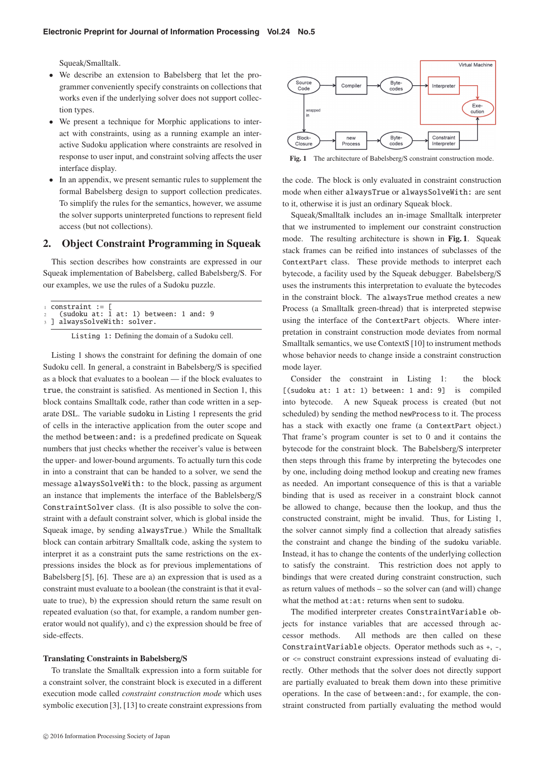Squeak/Smalltalk.

- We describe an extension to Babelsberg that let the programmer conveniently specify constraints on collections that works even if the underlying solver does not support collection types.
- We present a technique for Morphic applications to interact with constraints, using as a running example an interactive Sudoku application where constraints are resolved in response to user input, and constraint solving affects the user interface display.
- In an appendix, we present semantic rules to supplement the formal Babelsberg design to support collection predicates. To simplify the rules for the semantics, however, we assume the solver supports uninterpreted functions to represent field access (but not collections).

## 2. Object Constraint Programming in Squeak

This section describes how constraints are expressed in our Squeak implementation of Babelsberg, called Babelsberg/S. For our examples, we use the rules of a Sudoku puzzle.

```
constraint := [
  (sudoku at: 1 at: 1) between: 1 and: 9
] alwaysSolveWith: solver.
```

Listing 1: Defining the domain of a Sudoku cell.

Listing 1 shows the constraint for defining the domain of one Sudoku cell. In general, a constraint in Babelsberg/S is specified as a block that evaluates to a boolean — if the block evaluates to `true`, the constraint is satisfied. As mentioned in Section 1, this block contains Smalltalk code, rather than code written in a separate DSL. The variable `sudoku` in Listing 1 represents the grid of cells in the interactive application from the outer scope and the method `between:and:` is a predefined predicate on Squeak numbers that just checks whether the receiver's value is between the upper- and lower-bound arguments. To actually turn this code in into a constraint that can be handed to a solver, we send the message `alwaysSolveWith:` to the block, passing as argument an instance that implements the interface of the Bablelsberg/S `ConstraintSolver` class. (It is also possible to solve the constraint with a default constraint solver, which is global inside the Squeak image, by sending `alwaysTrue`.) While the Smalltalk block can contain arbitrary Smalltalk code, asking the system to interpret it as a constraint puts the same restrictions on the expressions insides the block as for previous implementations of Babelsberg [5], [6]. These are a) an expression that is used as a constraint must evaluate to a boolean (the constraint is that it evaluate to true), b) the expression should return the same result on repeated evaluation (so that, for example, a random number generator would not qualify), and c) the expression should be free of side-effects.

**Translating Constraints in Babelsberg/S**

To translate the Smalltalk expression into a form suitable for a constraint solver, the constraint block is executed in a different execution mode called *constraint construction mode* which uses symbolic execution [3], [13] to create constraint expressions from the code. The block is only evaluated in constraint construction mode when either `alwaysTrue` or `alwaysSolveWith:` are sent to it, otherwise it is just an ordinary Squeak block.

Fig. 1 The architecture of Babelsberg/S constraint construction mode.

Squeak/Smalltalk includes an in-image Smalltalk interpreter that we instrumented to implement our constraint construction mode. The resulting architecture is shown in **Fig. 1**. Squeak stack frames can be reified into instances of subclasses of the `ContextPart` class. These provide methods to interpret each bytecode, a facility used by the Squeak debugger. Babelsberg/S uses the instruments this interpretation to evaluate the bytecodes in the constraint block. The `alwaysTrue` method creates a new Process (a Smalltalk green-thread) that is interpreted stepwise using the interface of the `ContextPart` objects. Where interpretation in constraint construction mode deviates from normal Smalltalk semantics, we use ContextS [10] to instrument methods whose behavior needs to change inside a constraint construction mode layer.

Consider the constraint in Listing 1: the block `[(sudoku at: 1 at: 1) between: 1 and: 9]` is compiled into bytecode. A new Squeak process is created (but not scheduled) by sending the method `newProcess` to it. The process has a stack with exactly one frame (a `ContextPart` object.) That frame's program counter is set to 0 and it contains the bytecode for the constraint block. The Babelsberg/S interpreter then steps through this frame by interpreting the bytecodes one by one, including doing method lookup and creating new frames as needed. An important consequence of this is that a variable binding that is used as receiver in a constraint block cannot be allowed to change, because then the lookup, and thus the constructed constraint, might be invalid. Thus, for Listing 1, the solver cannot simply find a collection that already satisfies the constraint and change the binding of the `sudoku` variable. Instead, it has to change the contents of the underlying collection to satisfy the constraint. This restriction does not apply to bindings that were created during constraint construction, such as return values of methods – so the solver can (and will) change what the method `at:at:` returns when sent to `sudoku`.

The modified interpreter creates `ConstraintVariable` objects for instance variables that are accessed through accessor methods. All methods are then called on these `ConstraintVariable` objects. Operator methods such as +, -, or <= construct constraint expressions instead of evaluating directly. Other methods that the solver does not directly support are partially evaluated to break them down into these primitive operations. In the case of `between:and:`, for example, the constraint constructed from partially evaluating the method would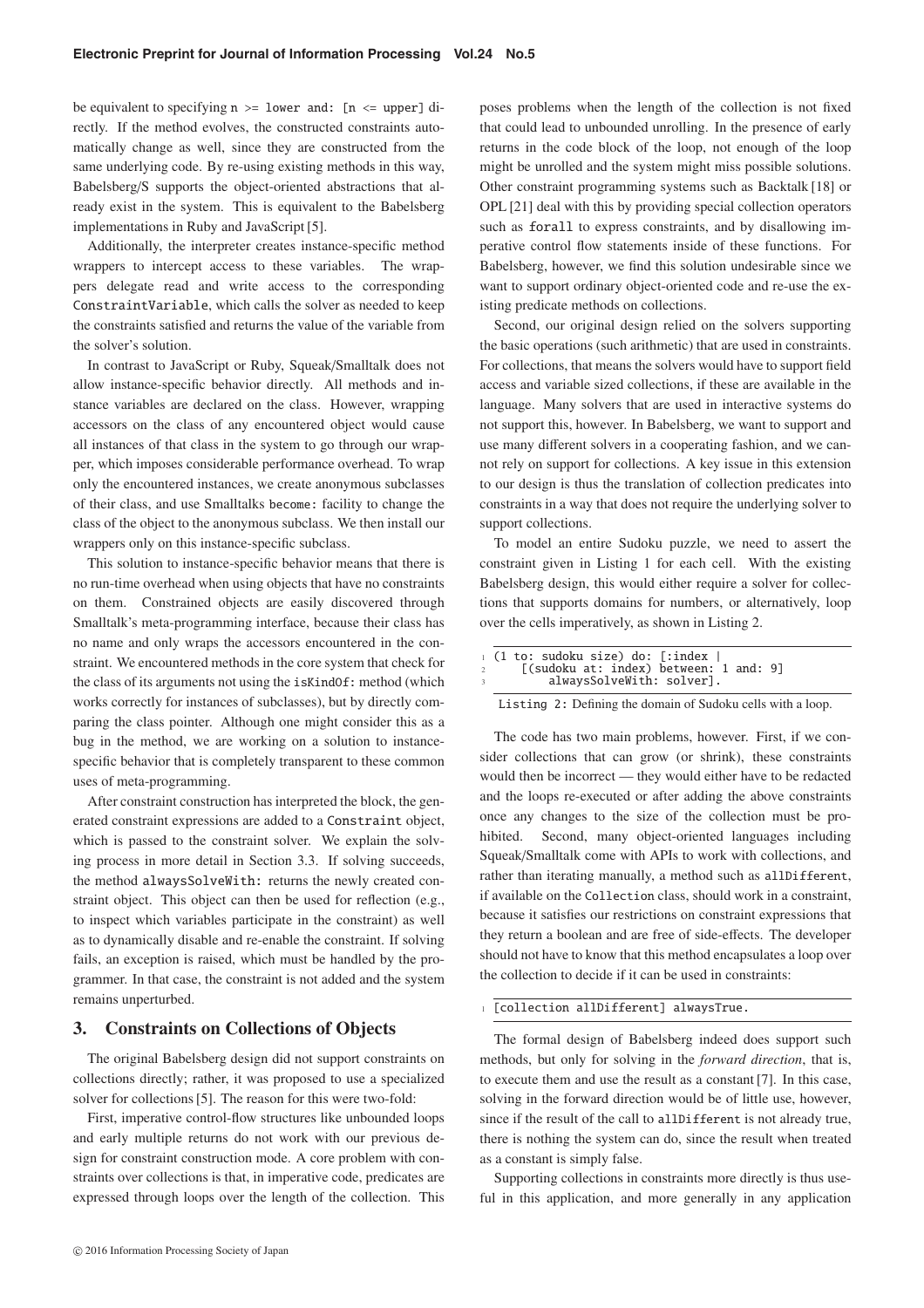be equivalent to specifying `n >= lower and: [n <= upper]` directly. If the method evolves, the constructed constraints automatically change as well, since they are constructed from the same underlying code. By re-using existing methods in this way, Babelsberg/S supports the object-oriented abstractions that already exist in the system. This is equivalent to the Babelsberg implementations in Ruby and JavaScript [5].

Additionally, the interpreter creates instance-specific method wrappers to intercept access to these variables. The wrappers delegate read and write access to the corresponding `ConstraintVariable`, which calls the solver as needed to keep the constraints satisfied and returns the value of the variable from the solver's solution.

In contrast to JavaScript or Ruby, Squeak/Smalltalk does not allow instance-specific behavior directly. All methods and instance variables are declared on the class. However, wrapping accessors on the class of any encountered object would cause all instances of that class in the system to go through our wrapper, which imposes considerable performance overhead. To wrap only the encountered instances, we create anonymous subclasses of their class, and use Smalltalks `become:` facility to change the class of the object to the anonymous subclass. We then install our wrappers only on this instance-specific subclass.

This solution to instance-specific behavior means that there is no run-time overhead when using objects that have no constraints on them. Constrained objects are easily discovered through Smalltalk's meta-programming interface, because their class has no name and only wraps the accessors encountered in the constraint. We encountered methods in the core system that check for the class of its arguments not using the `isKindOf:` method (which works correctly for instances of subclasses), but by directly comparing the class pointer. Although one might consider this as a bug in the method, we are working on a solution to instance-specific behavior that is completely transparent to these common uses of meta-programming.

After constraint construction has interpreted the block, the generated constraint expressions are added to a `Constraint` object, which is passed to the constraint solver. We explain the solving process in more detail in Section 3.3. If solving succeeds, the method `alwaysSolveWith:` returns the newly created constraint object. This object can then be used for reflection (e.g., to inspect which variables participate in the constraint) as well as to dynamically disable and re-enable the constraint. If solving fails, an exception is raised, which must be handled by the programmer. In that case, the constraint is not added and the system remains unperturbed.

## 3. Constraints on Collections of Objects

The original Babelsberg design did not support constraints on collections directly; rather, it was proposed to use a specialized solver for collections [5]. The reason for this were two-fold:

First, imperative control-flow structures like unbounded loops and early multiple returns do not work with our previous design for constraint construction mode. A core problem with constraints over collections is that, in imperative code, predicates are expressed through loops over the length of the collection. This poses problems when the length of the collection is not fixed that could lead to unbounded unrolling. In the presence of early returns in the code block of the loop, not enough of the loop might be unrolled and the system might miss possible solutions. Other constraint programming systems such as Backtalk [18] or OPL [21] deal with this by providing special collection operators such as `forall` to express constraints, and by disallowing imperative control flow statements inside of these functions. For Babelsberg, however, we find this solution undesirable since we want to support ordinary object-oriented code and re-use the existing predicate methods on collections.

Second, our original design relied on the solvers supporting the basic operations (such arithmetic) that are used in constraints. For collections, that means the solvers would have to support field access and variable sized collections, if these are available in the language. Many solvers that are used in interactive systems do not support this, however. In Babelsberg, we want to support and use many different solvers in a cooperating fashion, and we cannot rely on support for collections. A key issue in this extension to our design is thus the translation of collection predicates into constraints in a way that does not require the underlying solver to support collections.

To model an entire Sudoku puzzle, we need to assert the constraint given in Listing 1 for each cell. With the existing Babelsberg design, this would either require a solver for collections that supports domains for numbers, or alternatively, loop over the cells imperatively, as shown in Listing 2.

```
(1 to: sudoku size) do: [:index |
    [(sudoku at: index) between: 1 and: 9]
        alwaysSolveWith: solver].
```

Listing 2: Defining the domain of Sudoku cells with a loop.

The code has two main problems, however. First, if we consider collections that can grow (or shrink), these constraints would then be incorrect — they would either have to be redacted and the loops re-executed or after adding the above constraints once any changes to the size of the collection must be prohibited. Second, many object-oriented languages including Squeak/Smalltalk come with APIs to work with collections, and rather than iterating manually, a method such as `allDifferent`, if available on the `Collection` class, should work in a constraint, because it satisfies our restrictions on constraint expressions that they return a boolean and are free of side-effects. The developer should not have to know that this method encapsulates a loop over the collection to decide if it can be used in constraints:

```
[collection allDifferent] alwaysTrue.
```

The formal design of Babelsberg indeed does support such methods, but only for solving in the *forward direction*, that is, to execute them and use the result as a constant [7]. In this case, solving in the forward direction would be of little use, however, since if the result of the call to `allDifferent` is not already true, there is nothing the system can do, since the result when treated as a constant is simply false.

Supporting collections in constraints more directly is thus useful in this application, and more generally in any application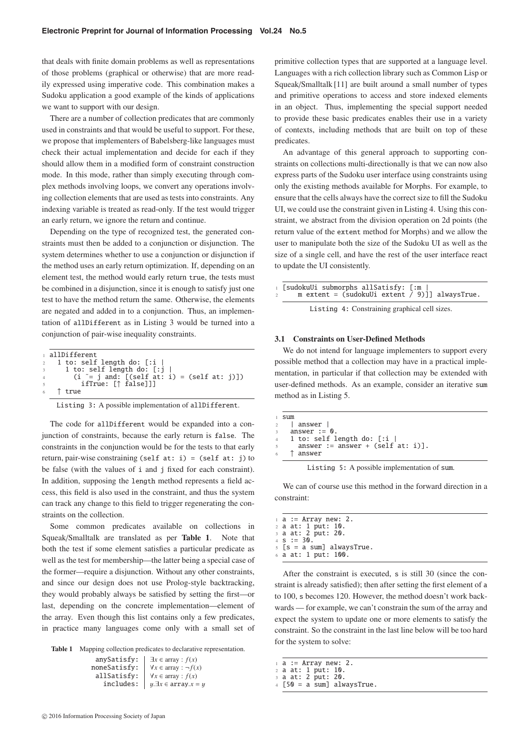that deals with finite domain problems as well as representations of those problems (graphical or otherwise) that are more readily expressed using imperative code. This combination makes a Sudoku application a good example of the kinds of applications we want to support with our design.

There are a number of collection predicates that are commonly used in constraints and that would be useful to support. For these, we propose that implementers of Babelsberg-like languages must check their actual implementation and decide for each if they should allow them in a modified form of constraint construction mode. In this mode, rather than simply executing through complex methods involving loops, we convert any operations involving collection elements that are used as tests into constraints. Any indexing variable is treated as read-only. If the test would trigger an early return, we ignore the return and continue.

Depending on the type of recognized test, the generated constraints must then be added to a conjunction or disjunction. The system determines whether to use a conjunction or disjunction if the method uses an early return optimization. If, depending on an element test, the method would early return `true`, the tests must be combined in a disjunction, since it is enough to satisfy just one test to have the method return the same. Otherwise, the elements are negated and added in to a conjunction. Thus, an implementation of `allDifferent` as in Listing 3 would be turned into a conjunction of pair-wise inequality constraints.

```
1 allDifferent
2   1 to: self length do: [:i |
3     1 to: self length do: [:j |
4       (i ~= j and: [(self at: i) = (self at: j)])
5         ifTrue: [↑ false]]]
6   ↑ true
```

Listing 3: A possible implementation of `allDifferent`.

The code for `allDifferent` would be expanded into a conjunction of constraints, because the early return is `false`. The constraints in the conjunction would be for the tests to that early return, pair-wise constraining `(self at: i) = (self at: j)` to be false (with the values of `i` and `j` fixed for each constraint). In addition, supposing the `length` method represents a field access, this field is also used in the constraint, and thus the system can track any change to this field to trigger regenerating the constraints on the collection.

Some common predicates available on collections in Squeak/Smalltalk are translated as per **Table 1**. Note that both the test if some element satisfies a particular predicate as well as the test for membership—the latter being a special case of the former—require a disjunction. Without any other constraints, and since our design does not use Prolog-style backtracking, they would probably always be satisfied by setting the first—or last, depending on the concrete implementation—element of the array. Even though this list contains only a few predicates, in practice many languages come only with a small set of primitive collection types that are supported at a language level. Languages with a rich collection library such as Common Lisp or Squeak/Smalltalk [11] are built around a small number of types and primitive operations to access and store indexed elements in an object. Thus, implementing the special support needed to provide these basic predicates enables their use in a variety of contexts, including methods that are built on top of these predicates.

**Table 1** Mapping collection predicates to declarative representation.

| | |
|---|---|
| `anySatisfy:` | $\exists x \in \text{array} : f(x)$ |
| `noneSatisfy:` | $\forall x \in \text{array} : \neg f(x)$ |
| `allSatisfy:` | $\forall x \in \text{array} : f(x)$ |
| `includes:` | $y.\exists x \in \texttt{array}.x = y$ |

An advantage of this general approach to supporting constraints on collections multi-directionally is that we can now also express parts of the Sudoku user interface using constraints using only the existing methods available for Morphs. For example, to ensure that the cells always have the correct size to fill the Sudoku UI, we could use the constraint given in Listing 4. Using this constraint, we abstract from the division operation on 2d points (the return value of the `extent` method for Morphs) and we allow the user to manipulate both the size of the Sudoku UI as well as the size of a single cell, and have the rest of the user interface react to update the UI consistently.

```
1 [sudokuUi submorphs allSatisfy: [:m |
2     m extent = (sudokuUi extent / 9)]] alwaysTrue.
```

Listing 4: Constraining graphical cell sizes.

### 3.1 Constraints on User-Defined Methods

We do not intend for language implementers to support every possible method that a collection may have in a practical implementation, in particular if that collection may be extended with user-defined methods. As an example, consider an iterative `sum` method as in Listing 5.

```
1 sum
2   | answer |
3   answer := 0.
4   1 to: self length do: [:i |
5     answer := answer + (self at: i)].
6   ↑ answer
```

Listing 5: A possible implementation of `sum`.

We can of course use this method in the forward direction in a constraint:

```
1 a := Array new: 2.
2 a at: 1 put: 10.
3 a at: 2 put: 20.
4 s := 30.
5 [s = a sum] alwaysTrue.
6 a at: 1 put: 100.
```

After the constraint is executed, `s` is still 30 (since the constraint is already satisfied); then after setting the first element of `a` to 100, `s` becomes 120. However, the method doesn't work backwards — for example, we can't constrain the sum of the array and expect the system to update one or more elements to satisfy the constraint. So the constraint in the last line below will be too hard for the system to solve:

```
1 a := Array new: 2.
2 a at: 1 put: 10.
3 a at: 2 put: 20.
4 [50 = a sum] alwaysTrue.
```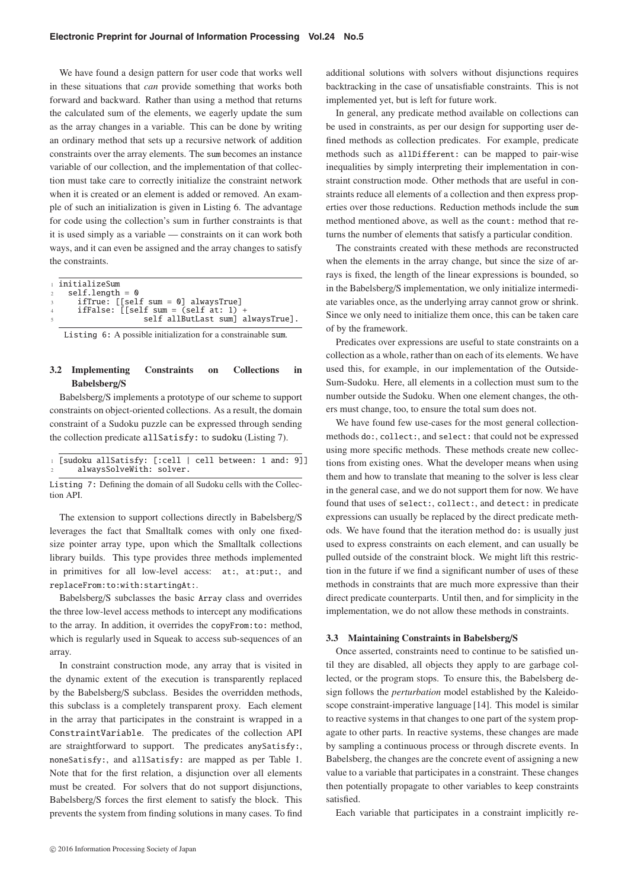We have found a design pattern for user code that works well in these situations that *can* provide something that works both forward and backward. Rather than using a method that returns the calculated sum of the elements, we eagerly update the sum as the array changes in a variable. This can be done by writing an ordinary method that sets up a recursive network of addition constraints over the array elements. The sum becomes an instance variable of our collection, and the implementation of that collection must take care to correctly initialize the constraint network when it is created or an element is added or removed. An example of such an initialization is given in Listing 6. The advantage for code using the collection's sum in further constraints is that it is used simply as a variable — constraints on it can work both ways, and it can even be assigned and the array changes to satisfy the constraints.

```
initializeSum
  self.length = 0
    ifTrue: [[self sum = 0] alwaysTrue]
    ifFalse: [[self sum = (self at: 1) +
                self allButLast sum] alwaysTrue].
```

Listing 6: A possible initialization for a constrainable sum.

### 3.2 Implementing Constraints on Collections in Babelsberg/S

Babelsberg/S implements a prototype of our scheme to support constraints on object-oriented collections. As a result, the domain constraint of a Sudoku puzzle can be expressed through sending the collection predicate allSatisfy: to sudoku (Listing 7).

```
[sudoku allSatisfy: [:cell | cell between: 1 and: 9]]
    alwaysSolveWith: solver.
```

Listing 7: Defining the domain of all Sudoku cells with the Collection API.

The extension to support collections directly in Babelsberg/S leverages the fact that Smalltalk comes with only one fixed-size pointer array type, upon which the Smalltalk collections library builds. This type provides three methods implemented in primitives for all low-level access: at:, at:put:, and replaceFrom:to:with:startingAt:.

Babelsberg/S subclasses the basic Array class and overrides the three low-level access methods to intercept any modifications to the array. In addition, it overrides the copyFrom:to: method, which is regularly used in Squeak to access sub-sequences of an array.

In constraint construction mode, any array that is visited in the dynamic extent of the execution is transparently replaced by the Babelsberg/S subclass. Besides the overridden methods, this subclass is a completely transparent proxy. Each element in the array that participates in the constraint is wrapped in a ConstraintVariable. The predicates of the collection API are straightforward to support. The predicates anySatisfy:, noneSatisfy:, and allSatisfy: are mapped as per Table 1. Note that for the first relation, a disjunction over all elements must be created. For solvers that do not support disjunctions, Babelsberg/S forces the first element to satisfy the block. This prevents the system from finding solutions in many cases. To find additional solutions with solvers without disjunctions requires backtracking in the case of unsatisfiable constraints. This is not implemented yet, but is left for future work.

In general, any predicate method available on collections can be used in constraints, as per our design for supporting user defined methods as collection predicates. For example, predicate methods such as allDifferent: can be mapped to pair-wise inequalities by simply interpreting their implementation in constraint construction mode. Other methods that are useful in constraints reduce all elements of a collection and then express properties over those reductions. Reduction methods include the sum method mentioned above, as well as the count: method that returns the number of elements that satisfy a particular condition.

The constraints created with these methods are reconstructed when the elements in the array change, but since the size of arrays is fixed, the length of the linear expressions is bounded, so in the Babelsberg/S implementation, we only initialize intermediate variables once, as the underlying array cannot grow or shrink. Since we only need to initialize them once, this can be taken care of by the framework.

Predicates over expressions are useful to state constraints on a collection as a whole, rather than on each of its elements. We have used this, for example, in our implementation of the Outside-Sum-Sudoku. Here, all elements in a collection must sum to the number outside the Sudoku. When one element changes, the others must change, too, to ensure the total sum does not.

We have found few use-cases for the most general collection-methods do:, collect:, and select: that could not be expressed using more specific methods. These methods create new collections from existing ones. What the developer means when using them and how to translate that meaning to the solver is less clear in the general case, and we do not support them for now. We have found that uses of select:, collect:, and detect: in predicate expressions can usually be replaced by the direct predicate methods. We have found that the iteration method do: is usually just used to express constraints on each element, and can usually be pulled outside of the constraint block. We might lift this restriction in the future if we find a significant number of uses of these methods in constraints that are much more expressive than their direct predicate counterparts. Until then, and for simplicity in the implementation, we do not allow these methods in constraints.

### 3.3 Maintaining Constraints in Babelsberg/S

Once asserted, constraints need to continue to be satisfied until they are disabled, all objects they apply to are garbage collected, or the program stops. To ensure this, the Babelsberg design follows the *perturbation* model established by the Kaleidoscope constraint-imperative language [14]. This model is similar to reactive systems in that changes to one part of the system propagate to other parts. In reactive systems, these changes are made by sampling a continuous process or through discrete events. In Babelsberg, the changes are the concrete event of assigning a new value to a variable that participates in a constraint. These changes then potentially propagate to other variables to keep constraints satisfied.

Each variable that participates in a constraint implicitly re-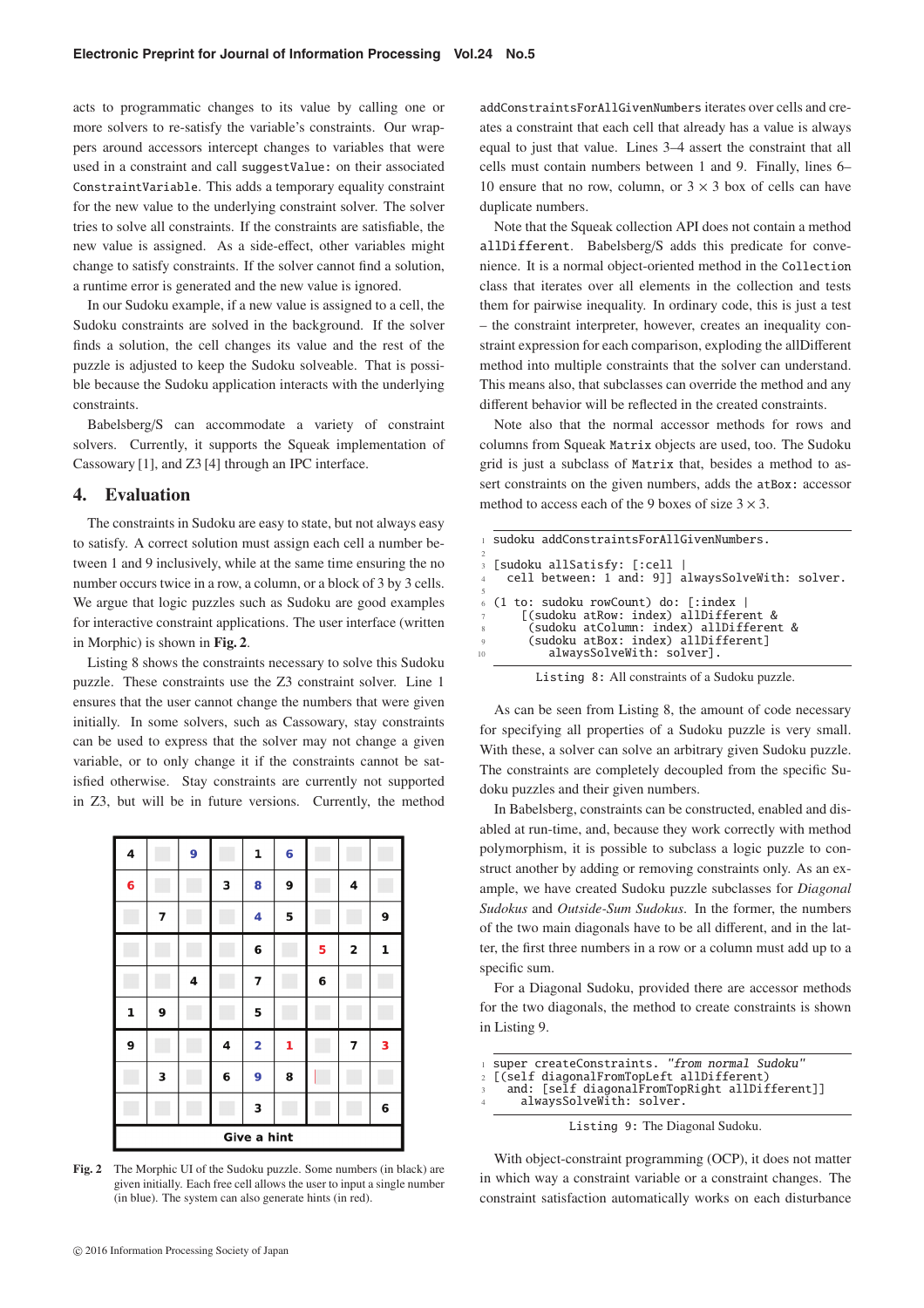acts to programmatic changes to its value by calling one or more solvers to re-satisfy the variable's constraints. Our wrappers around accessors intercept changes to variables that were used in a constraint and call `suggestValue:` on their associated `ConstraintVariable`. This adds a temporary equality constraint for the new value to the underlying constraint solver. The solver tries to solve all constraints. If the constraints are satisfiable, the new value is assigned. As a side-effect, other variables might change to satisfy constraints. If the solver cannot find a solution, a runtime error is generated and the new value is ignored.

In our Sudoku example, if a new value is assigned to a cell, the Sudoku constraints are solved in the background. If the solver finds a solution, the cell changes its value and the rest of the puzzle is adjusted to keep the Sudoku solveable. That is possible because the Sudoku application interacts with the underlying constraints.

Babelsberg/S can accommodate a variety of constraint solvers. Currently, it supports the Squeak implementation of Cassowary [1], and Z3 [4] through an IPC interface.

## 4. Evaluation

The constraints in Sudoku are easy to state, but not always easy to satisfy. A correct solution must assign each cell a number between 1 and 9 inclusively, while at the same time ensuring the no number occurs twice in a row, a column, or a block of 3 by 3 cells. We argue that logic puzzles such as Sudoku are good examples for interactive constraint applications. The user interface (written in Morphic) is shown in **Fig. 2**.

Listing 8 shows the constraints necessary to solve this Sudoku puzzle. These constraints use the Z3 constraint solver. Line 1 ensures that the user cannot change the numbers that were given initially. In some solvers, such as Cassowary, stay constraints can be used to express that the solver may not change a given variable, or to only change it if the constraints cannot be satisfied otherwise. Stay constraints are currently not supported in Z3, but will be in future versions. Currently, the method `addConstraintsForAllGivenNumbers` iterates over cells and creates a constraint that each cell that already has a value is always equal to just that value. Lines 3–4 assert the constraint that all cells must contain numbers between 1 and 9. Finally, lines 6–10 ensure that no row, column, or $3 \times 3$ box of cells can have duplicate numbers.

**Fig. 2** The Morphic UI of the Sudoku puzzle. Some numbers (in black) are given initially. Each free cell allows the user to input a single number (in blue). The system can also generate hints (in red).

Note that the Squeak collection API does not contain a method `allDifferent`. Babelsberg/S adds this predicate for convenience. It is a normal object-oriented method in the `Collection` class that iterates over all elements in the collection and tests them for pairwise inequality. In ordinary code, this is just a test – the constraint interpreter, however, creates an inequality constraint expression for each comparison, exploding the allDifferent method into multiple constraints that the solver can understand. This means also, that subclasses can override the method and any different behavior will be reflected in the created constraints.

Note also that the normal accessor methods for rows and columns from Squeak `Matrix` objects are used, too. The Sudoku grid is just a subclass of `Matrix` that, besides a method to assert constraints on the given numbers, adds the `atBox:` accessor method to access each of the 9 boxes of size $3 \times 3$.

```
sudoku addConstraintsForAllGivenNumbers.

[sudoku allSatisfy: [:cell |
  cell between: 1 and: 9]] alwaysSolveWith: solver.

(1 to: sudoku rowCount) do: [:index |
    [(sudoku atRow: index) allDifferent &
     (sudoku atColumn: index) allDifferent &
     (sudoku atBox: index) allDifferent]
        alwaysSolveWith: solver].
```

Listing 8: All constraints of a Sudoku puzzle.

As can be seen from Listing 8, the amount of code necessary for specifying all properties of a Sudoku puzzle is very small. With these, a solver can solve an arbitrary given Sudoku puzzle. The constraints are completely decoupled from the specific Sudoku puzzles and their given numbers.

In Babelsberg, constraints can be constructed, enabled and disabled at run-time, and, because they work correctly with method polymorphism, it is possible to subclass a logic puzzle to construct another by adding or removing constraints only. As an example, we have created Sudoku puzzle subclasses for *Diagonal Sudokus* and *Outside-Sum Sudokus*. In the former, the numbers of the two main diagonals have to be all different, and in the latter, the first three numbers in a row or a column must add up to a specific sum.

For a Diagonal Sudoku, provided there are accessor methods for the two diagonals, the method to create constraints is shown in Listing 9.

```
super createConstraints. "from normal Sudoku"
[(self diagonalFromTopLeft allDifferent)
  and: [self diagonalFromTopRight allDifferent]]
    alwaysSolveWith: solver.
```

Listing 9: The Diagonal Sudoku.

With object-constraint programming (OCP), it does not matter in which way a constraint variable or a constraint changes. The constraint satisfaction automatically works on each disturbance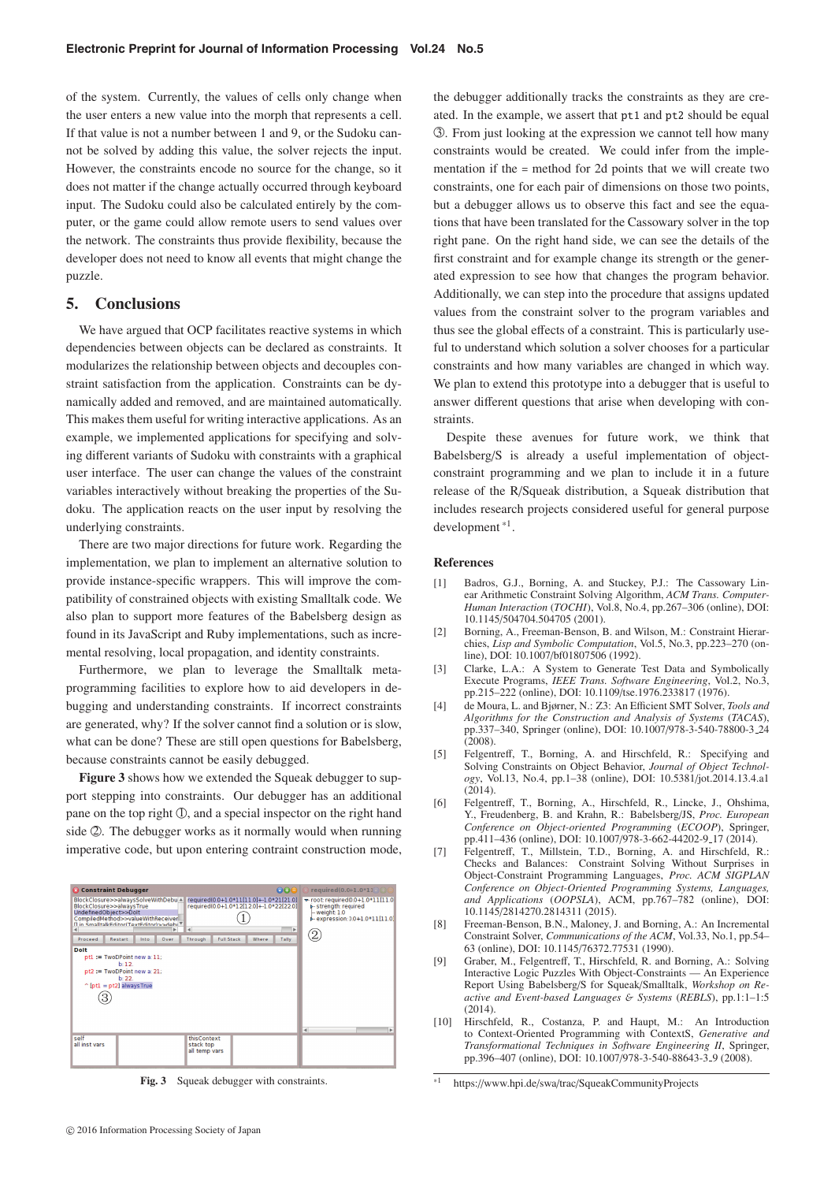of the system. Currently, the values of cells only change when the user enters a new value into the morph that represents a cell. If that value is not a number between 1 and 9, or the Sudoku cannot be solved by adding this value, the solver rejects the input. However, the constraints encode no source for the change, so it does not matter if the change actually occurred through keyboard input. The Sudoku could also be calculated entirely by the computer, or the game could allow remote users to send values over the network. The constraints thus provide flexibility, because the developer does not need to know all events that might change the puzzle.

## 5. Conclusions

We have argued that OCP facilitates reactive systems in which dependencies between objects can be declared as constraints. It modularizes the relationship between objects and decouples constraint satisfaction from the application. Constraints can be dynamically added and removed, and are maintained automatically. This makes them useful for writing interactive applications. As an example, we implemented applications for specifying and solving different variants of Sudoku with constraints with a graphical user interface. The user can change the values of the constraint variables interactively without breaking the properties of the Sudoku. The application reacts on the user input by resolving the underlying constraints.

There are two major directions for future work. Regarding the implementation, we plan to implement an alternative solution to provide instance-specific wrappers. This will improve the compatibility of constrained objects with existing Smalltalk code. We also plan to support more features of the Babelsberg design as found in its JavaScript and Ruby implementations, such as incremental resolving, local propagation, and identity constraints.

Furthermore, we plan to leverage the Smalltalk metaprogramming facilities to explore how to aid developers in debugging and understanding constraints. If incorrect constraints are generated, why? If the solver cannot find a solution or is slow, what can be done? These are still open questions for Babelsberg, because constraints cannot be easily debugged.

**Figure 3** shows how we extended the Squeak debugger to support stepping into constraints. Our debugger has an additional pane on the top right ①, and a special inspector on the right hand side ②. The debugger works as it normally would when running imperative code, but upon entering contraint construction mode, the debugger additionally tracks the constraints as they are created. In the example, we assert that `pt1` and `pt2` should be equal ③. From just looking at the expression we cannot tell how many constraints would be created. We could infer from the implementation if the = method for 2d points that we will create two constraints, one for each pair of dimensions on those two points, but a debugger allows us to observe this fact and see the equations that have been translated for the Cassowary solver in the top right pane. On the right hand side, we can see the details of the first constraint and for example change its strength or the generated expression to see how that changes the program behavior. Additionally, we can step into the procedure that assigns updated values from the constraint solver to the program variables and thus see the global effects of a constraint. This is particularly useful to understand which solution a solver chooses for a particular constraints and how many variables are changed in which way. We plan to extend this prototype into a debugger that is useful to answer different questions that arise when developing with constraints.

Fig. 3 Squeak debugger with constraints.

Despite these avenues for future work, we think that Babelsberg/S is already a useful implementation of object-constraint programming and we plan to include it in a future release of the R/Squeak distribution, a Squeak distribution that includes research projects considered useful for general purpose development [*1].

## References

[1] Badros, G.J., Borning, A. and Stuckey, P.J.: The Cassowary Linear Arithmetic Constraint Solving Algorithm, *ACM Trans. Computer-Human Interaction* (*TOCHI*), Vol.8, No.4, pp.267–306 (online), DOI: 10.1145/504704.504705 (2001).

[2] Borning, A., Freeman-Benson, B. and Wilson, M.: Constraint Hierarchies, *Lisp and Symbolic Computation*, Vol.5, No.3, pp.223–270 (online), DOI: 10.1007/bf01807506 (1992).

[3] Clarke, L.A.: A System to Generate Test Data and Symbolically Execute Programs, *IEEE Trans. Software Engineering*, Vol.2, No.3, pp.215–222 (online), DOI: 10.1109/tse.1976.233817 (1976).

[4] de Moura, L. and Bjørner, N.: Z3: An Efficient SMT Solver, *Tools and Algorithms for the Construction and Analysis of Systems* (*TACAS*), pp.337–340, Springer (online), DOI: 10.1007/978-3-540-78800-3_24 (2008).

[5] Felgentreff, T., Borning, A. and Hirschfeld, R.: Specifying and Solving Constraints on Object Behavior, *Journal of Object Technology*, Vol.13, No.4, pp.1–38 (online), DOI: 10.5381/jot.2014.13.4.a1 (2014).

[6] Felgentreff, T., Borning, A., Hirschfeld, R., Lincke, J., Ohshima, Y., Freudenberg, B. and Krahn, R.: Babelsberg/JS, *Proc. European Conference on Object-oriented Programming* (*ECOOP*), Springer, pp.411–436 (online), DOI: 10.1007/978-3-662-44202-9_17 (2014).

[7] Felgentreff, T., Millstein, T.D., Borning, A. and Hirschfeld, R.: Checks and Balances: Constraint Solving Without Surprises in Object-Constraint Programming Languages, *Proc. ACM SIGPLAN Conference on Object-Oriented Programming Systems, Languages, and Applications* (*OOPSLA*), ACM, pp.767–782 (online), DOI: 10.1145/2814270.2814311 (2015).

[8] Freeman-Benson, B.N., Maloney, J. and Borning, A.: An Incremental Constraint Solver, *Communications of the ACM*, Vol.33, No.1, pp.54–63 (online), DOI: 10.1145/76372.77531 (1990).

[9] Graber, M., Felgentreff, T., Hirschfeld, R. and Borning, A.: Solving Interactive Logic Puzzles With Object-Constraints — An Experience Report Using Babelsberg/S for Squeak/Smalltalk, *Workshop on Reactive and Event-based Languages & Systems* (*REBLS*), pp.1:1–1:5 (2014).

[10] Hirschfeld, R., Costanza, P. and Haupt, M.: An Introduction to Context-Oriented Programming with ContextS, *Generative and Transformational Techniques in Software Engineering II*, Springer, pp.396–407 (online), DOI: 10.1007/978-3-540-88643-3_9 (2008).

[*1] https://www.hpi.de/swa/trac/SqueakCommunityProjects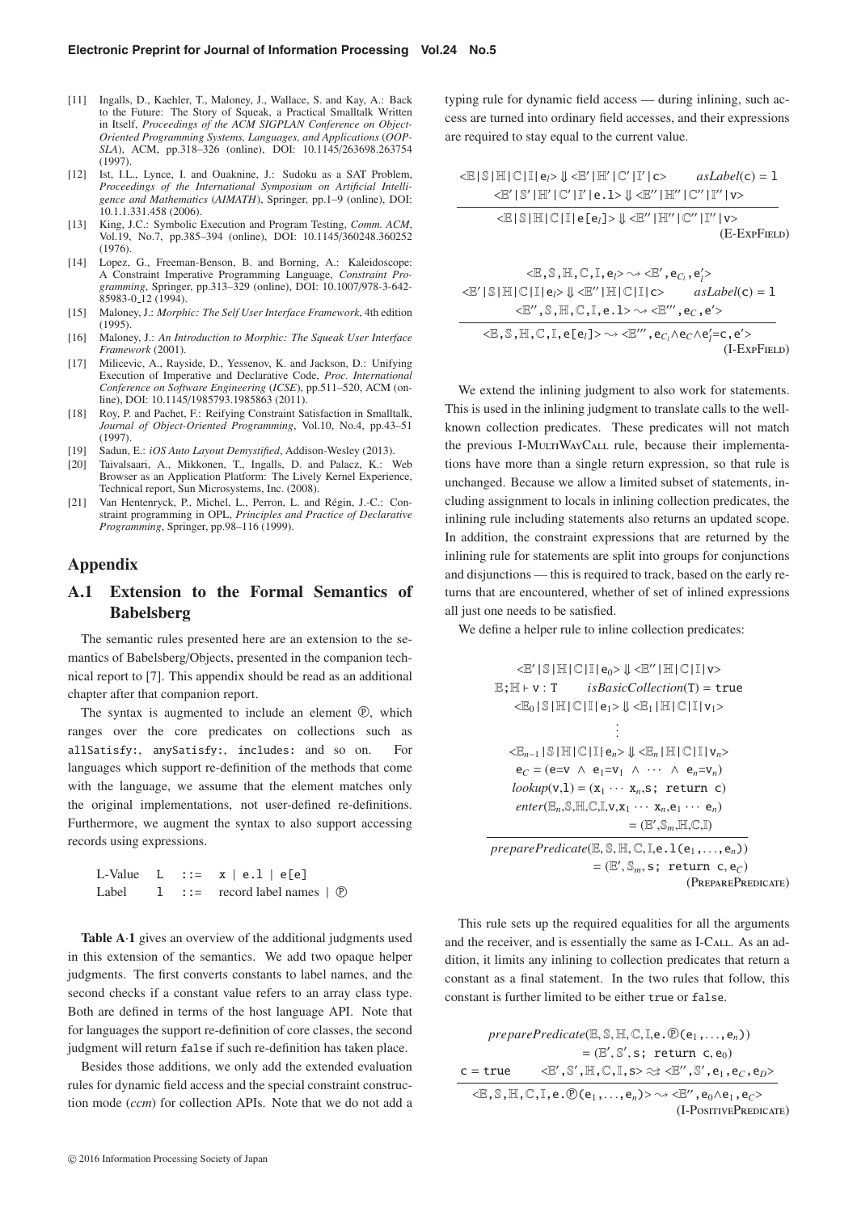- [11] Ingalls, D., Kaehler, T., Maloney, J., Wallace, S. and Kay, A.: Back to the Future: The Story of Squeak, a Practical Smalltalk Written in Itself, *Proceedings of the ACM SIGPLAN Conference on Object-Oriented Programming Systems, Languages, and Applications (OOPSLA)*, ACM, pp.318–326 (online), DOI: 10.1145/263698.263754 (1997).
- [12] Ist, I.L., Lynce, I. and Ouaknine, J.: Sudoku as a SAT Problem, *Proceedings of the International Symposium on Artificial Intelligence and Mathematics (AIMATH)*, Springer, pp.1–9 (online), DOI: 10.1.1.331.458 (2006).
- [13] King, J.C.: Symbolic Execution and Program Testing, *Comm. ACM*, Vol.19, No.7, pp.385–394 (online), DOI: 10.1145/360248.360252 (1976).
- [14] Lopez, G., Freeman-Benson, B. and Borning, A.: Kaleidoscope: A Constraint Imperative Programming Language, *Constraint Programming*, Springer, pp.313–329 (online), DOI: 10.1007/978-3-642-85983-0_12 (1994).
- [15] Maloney, J.: *Morphic: The Self User Interface Framework*, 4th edition (1995).
- [16] Maloney, J.: *An Introduction to Morphic: The Squeak User Interface Framework* (2001).
- [17] Milicevic, A., Rayside, D., Yessenov, K. and Jackson, D.: Unifying Execution of Imperative and Declarative Code, *Proc. International Conference on Software Engineering (ICSE)*, pp.511–520, ACM (online), DOI: 10.1145/1985793.1985863 (2011).
- [18] Roy, P. and Pachet, F.: Reifying Constraint Satisfaction in Smalltalk, *Journal of Object-Oriented Programming*, Vol.10, No.4, pp.43–51 (1997).
- [19] Sadun, E.: *iOS Auto Layout Demystified*, Addison-Wesley (2013).
- [20] Taivalsaari, A., Mikkonen, T., Ingalls, D. and Palacz, K.: Web Browser as an Application Platform: The Lively Kernel Experience, Technical report, Sun Microsystems, Inc. (2008).
- [21] Van Hentenryck, P., Michel, L., Perron, L. and Régin, J.-C.: Constraint programming in OPL, *Principles and Practice of Declarative Programming*, Springer, pp.98–116 (1999).

# Appendix

## A.1 Extension to the Formal Semantics of Babelsberg

The semantic rules presented here are an extension to the semantics of Babelsberg/Objects, presented in the companion technical report to [7]. This appendix should be read as an additional chapter after that companion report.

The syntax is augmented to include an element $\mathbb{P}$, which ranges over the core predicates on collections such as `allSatisfy:`, `anySatisfy:`, `includes:` and so on. For languages which support re-definition of the methods that come with the language, we assume that the element matches only the original implementations, not user-defined re-definitions. Furthermore, we augment the syntax to also support accessing records using expressions.

| | | | |
|---|---|---|---|
| L-Value | L | ::= | x \| e.l \| e[e] |
| Label | l | ::= | record label names \| $\mathbb{P}$ |

**Table A·1** gives an overview of the additional judgments used in this extension of the semantics. We add two opaque helper judgments. The first converts constants to label names, and the second checks if a constant value refers to an array class type. Both are defined in terms of the host language API. Note that for languages the support re-definition of core classes, the second judgment will return `false` if such re-definition has taken place.

Besides those additions, we only add the extended evaluation rules for dynamic field access and the special constraint construction mode (*ccm*) for collection APIs. Note that we do not add a typing rule for dynamic field access — during inlining, such access are turned into ordinary field accesses, and their expressions are required to stay equal to the current value.

$$\frac{\langle\mathbb{E}|\mathbb{S}|\mathbb{H}|\mathbb{C}|\mathbb{I}|\mathtt{e}_l\rangle \Downarrow \langle\mathbb{E}'|\mathbb{H}'|\mathbb{C}'|\mathbb{I}'|\mathtt{c}\rangle \qquad asLabel(\mathtt{c}) = \mathtt{l} \qquad \langle\mathbb{E}'|\mathbb{S}'|\mathbb{H}'|\mathbb{C}'|\mathbb{I}'|\mathtt{e.l}\rangle \Downarrow \langle\mathbb{E}''|\mathbb{H}''|\mathbb{C}''|\mathbb{I}''|\mathtt{v}\rangle}{\langle\mathbb{E}|\mathbb{S}|\mathbb{H}|\mathbb{C}|\mathbb{I}|\mathtt{e[e}_l\mathtt{]}\rangle \Downarrow \langle\mathbb{E}''|\mathbb{H}''|\mathbb{C}''|\mathbb{I}''|\mathtt{v}\rangle} \text{ (E-ExpField)}$$

$$\frac{\langle\mathbb{E},\mathbb{S},\mathbb{H},\mathbb{C},\mathbb{I},\mathtt{e}_l\rangle \rightsquigarrow \langle\mathbb{E}',\mathtt{e}_{C_l},\mathtt{e}_l'\rangle \qquad \langle\mathbb{E}'|\mathbb{S}|\mathbb{H}|\mathbb{C}|\mathbb{I}|\mathtt{e}_l\rangle \Downarrow \langle\mathbb{E}''|\mathbb{H}|\mathbb{C}|\mathbb{I}|\mathtt{c}\rangle \qquad asLabel(\mathtt{c}) = \mathtt{l} \qquad \langle\mathbb{E}'',\mathbb{S},\mathbb{H},\mathbb{C},\mathbb{I},\mathtt{e.l}\rangle \rightsquigarrow \langle\mathbb{E}''',\mathtt{e}_C,\mathtt{e}'\rangle}{\langle\mathbb{E},\mathbb{S},\mathbb{H},\mathbb{C},\mathbb{I},\mathtt{e[e}_l\mathtt{]}\rangle \rightsquigarrow \langle\mathbb{E}''',\mathtt{e}_{C_l}\wedge\mathtt{e}_C\wedge\mathtt{e}_l'\mathtt{=c},\mathtt{e}'\rangle} \text{ (I-ExpField)}$$

We extend the inlining judgment to also work for statements. This is used in the inlining judgment to translate calls to the well-known collection predicates. These predicates will not match the previous I-MultiWayCall rule, because their implementations have more than a single return expression, so that rule is unchanged. Because we allow a limited subset of statements, including assignment to locals in inlining collection predicates, the inlining rule including statements also returns an updated scope. In addition, the constraint expressions that are returned by the inlining rule for statements are split into groups for conjunctions and disjunctions — this is required to track, based on the early returns that are encountered, whether of set of inlined expressions all just one needs to be satisfied.

We define a helper rule to inline collection predicates:

$$\frac{\begin{array}{c}\langle\mathbb{E}'|\mathbb{S}|\mathbb{H}|\mathbb{C}|\mathbb{I}|\mathtt{e}_0\rangle \Downarrow \langle\mathbb{E}''|\mathbb{H}|\mathbb{C}|\mathbb{I}|\mathtt{v}\rangle \\ \mathbb{E};\mathbb{H} \vdash \mathtt{v} : \mathtt{T} \qquad isBasicCollection(\mathtt{T}) = \mathtt{true} \\ \langle\mathbb{E}_0|\mathbb{S}|\mathbb{H}|\mathbb{C}|\mathbb{I}|\mathtt{e}_1\rangle \Downarrow \langle\mathbb{E}_1|\mathbb{H}|\mathbb{C}|\mathbb{I}|\mathtt{v}_1\rangle \\ \vdots \\ \langle\mathbb{E}_{n-1}|\mathbb{S}|\mathbb{H}|\mathbb{C}|\mathbb{I}|\mathtt{e}_n\rangle \Downarrow \langle\mathbb{E}_n|\mathbb{H}|\mathbb{C}|\mathbb{I}|\mathtt{v}_n\rangle \\ \mathtt{e}_C = (\mathtt{e=v} \ \wedge \ \mathtt{e}_1\mathtt{=v}_1 \ \wedge \ \cdots \ \wedge \ \mathtt{e}_n\mathtt{=v}_n) \\ lookup(\mathtt{v},\mathtt{l}) = (\mathtt{x}_1 \cdots \mathtt{x}_n\mathtt{,s;\ return\ c}) \\ enter(\mathbb{E}_n,\mathbb{S},\mathbb{H},\mathbb{C},\mathbb{I},\mathtt{v},\mathtt{x}_1 \cdots \mathtt{x}_n,\mathtt{e}_1 \cdots \mathtt{e}_n) \\ = (\mathbb{E}',\mathbb{S}_m,\mathbb{H},\mathbb{C},\mathbb{I})\end{array}}{\begin{array}{c}preparePredicate(\mathbb{E},\mathbb{S},\mathbb{H},\mathbb{C},\mathbb{I},\mathtt{e.l(e}_1,\ldots,\mathtt{e}_n\mathtt{)}) \\ = (\mathbb{E}',\mathbb{S}_m,\mathtt{s;\ return\ c},\mathtt{e}_C)\end{array}} \text{ (PreparePredicate)}$$

This rule sets up the required equalities for all the arguments and the receiver, and is essentially the same as I-Call. As an addition, it limits any inlining to collection predicates that return a constant as a final statement. In the two rules that follow, this constant is further limited to be either `true` or `false`.

$$\frac{\begin{array}{c}preparePredicate(\mathbb{E},\mathbb{S},\mathbb{H},\mathbb{C},\mathbb{I},\mathtt{e}.\mathbb{P}(\mathtt{e}_1,\ldots,\mathtt{e}_n)) \\ = (\mathbb{E}',\mathbb{S}',\mathtt{s;\ return\ c},\mathtt{e}_0) \\ \mathtt{c = true} \qquad \langle\mathbb{E}',\mathbb{S}',\mathbb{H},\mathbb{C},\mathbb{I},\mathtt{s}\rangle \approx\!\!> \langle\mathbb{E}'',\mathbb{S}',\mathtt{e}_1,\mathtt{e}_C,\mathtt{e}_D\rangle\end{array}}{\langle\mathbb{E},\mathbb{S},\mathbb{H},\mathbb{C},\mathbb{I},\mathtt{e}.\mathbb{P}(\mathtt{e}_1,\ldots,\mathtt{e}_n)\rangle \rightsquigarrow \langle\mathbb{E}'',\mathtt{e}_0\wedge\mathtt{e}_1,\mathtt{e}_C\rangle} \text{ (I-PositivePredicate)}$$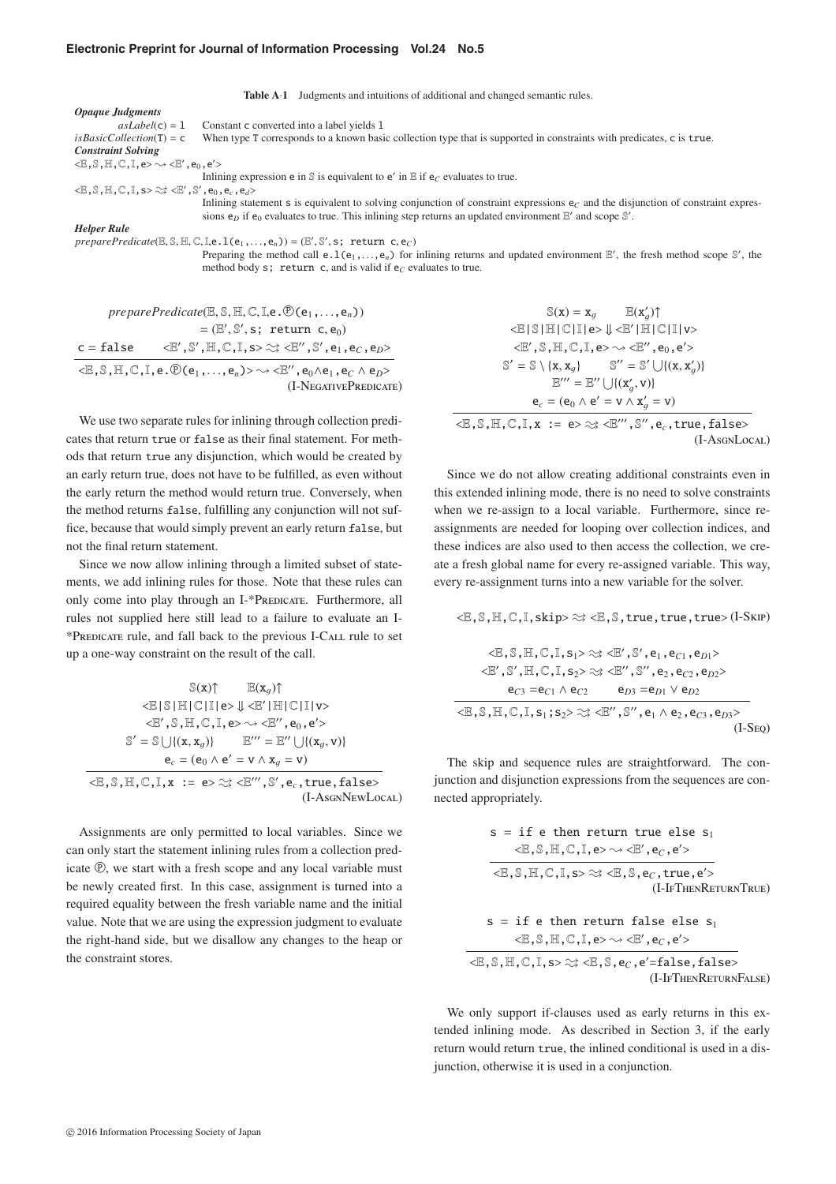**Table A·1** Judgments and intuitions of additional and changed semantic rules.

| | |
|---|---|
| ***Opaque Judgments*** | |
| $asLabel(\texttt{c}) = \texttt{l}$ | Constant c converted into a label yields l |
| $isBasicCollection(\texttt{T}) = \texttt{c}$ | When type T corresponds to a known basic collection type that is supported in constraints with predicates, c is true. |
| ***Constraint Solving*** | |
| $<\mathbb{E},\mathbb{S},\mathbb{H},\mathbb{C},\mathbb{I},\texttt{e}> \rightsquigarrow <\mathbb{E}',\texttt{e}_0,\texttt{e}'>$ | Inlining expression e in $\mathbb{S}$ is equivalent to e′ in $\mathbb{E}$ if $\texttt{e}_C$ evaluates to true. |
| $<\mathbb{E},\mathbb{S},\mathbb{H},\mathbb{C},\mathbb{I},\texttt{s}> \rightsquigarrow <\mathbb{E}',\mathbb{S}',\texttt{e}_0,\texttt{e}_c,\texttt{e}_d>$ | Inlining statement s is equivalent to solving conjunction of constraint expressions $\texttt{e}_C$ and the disjunction of constraint expressions $\texttt{e}_D$ if $\texttt{e}_0$ evaluates to true. This inlining step returns an updated environment $\mathbb{E}'$ and scope $\mathbb{S}'$. |
| ***Helper Rule*** | |
| $preparePredicate(\mathbb{E},\mathbb{S},\mathbb{H},\mathbb{C},\mathbb{I},\texttt{e.l}(\texttt{e}_1,\ldots,\texttt{e}_n)) = (\mathbb{E}',\mathbb{S}',\texttt{s; return c},\texttt{e}_C)$ | Preparing the method call $\texttt{e.l}(\texttt{e}_1,\ldots,\texttt{e}_n)$ for inlining returns and updated environment $\mathbb{E}'$, the fresh method scope $\mathbb{S}'$, the method body s; return c, and is valid if $\texttt{e}_C$ evaluates to true. |

$$\frac{\begin{array}{c}preparePredicate(\mathbb{E},\mathbb{S},\mathbb{H},\mathbb{C},\mathbb{I},\texttt{e.}\textcircled{P}(\texttt{e}_1,\ldots,\texttt{e}_n)) = (\mathbb{E}',\mathbb{S}',\texttt{s; return c},\texttt{e}_0)\\ \texttt{c} = \texttt{false} \qquad <\mathbb{E}',\mathbb{S}',\mathbb{H},\mathbb{C},\mathbb{I},\texttt{s}> \rightsquigarrow <\mathbb{E}'',\mathbb{S}',\texttt{e}_1,\texttt{e}_C,\texttt{e}_D>\end{array}}{<\mathbb{E},\mathbb{S},\mathbb{H},\mathbb{C},\mathbb{I},\texttt{e.}\textcircled{P}(\texttt{e}_1,\ldots,\texttt{e}_n)> \rightsquigarrow <\mathbb{E}'',\texttt{e}_0\wedge\texttt{e}_1,\texttt{e}_C\wedge\texttt{e}_D>}\ \text{(I-NegativePredicate)}$$

We use two separate rules for inlining through collection predicates that return true or false as their final statement. For methods that return true any disjunction, which would be created by an early return true, does not have to be fulfilled, as even without the early return the method would return true. Conversely, when the method returns false, fulfilling any conjunction will not suffice, because that would simply prevent an early return false, but not the final return statement.

Since we now allow inlining through a limited subset of statements, we add inlining rules for those. Note that these rules can only come into play through an I-*Predicate. Furthermore, all rules not supplied here still lead to a failure to evaluate an I-*Predicate rule, and fall back to the previous I-Call rule to set up a one-way constraint on the result of the call.

$$\frac{\begin{array}{c}\mathbb{S}(\texttt{x})\uparrow \qquad \mathbb{E}(\texttt{x}_g)\uparrow\\ <\mathbb{E}|\mathbb{S}|\mathbb{H}|\mathbb{C}|\mathbb{I}|\texttt{e}> \Downarrow <\mathbb{E}'|\mathbb{H}|\mathbb{C}|\mathbb{I}|\texttt{v}>\\ <\mathbb{E}',\mathbb{S},\mathbb{H},\mathbb{C},\mathbb{I},\texttt{e}> \rightsquigarrow <\mathbb{E}'',\texttt{e}_0,\texttt{e}'>\\ \mathbb{S}' = \mathbb{S}\bigcup\{(\texttt{x},\texttt{x}_g)\} \qquad \mathbb{E}''' = \mathbb{E}''\bigcup\{(\texttt{x}_g,\texttt{v})\}\\ \texttt{e}_c = (\texttt{e}_0\wedge\texttt{e}' = \texttt{v}\wedge\texttt{x}_g = \texttt{v})\end{array}}{<\mathbb{E},\mathbb{S},\mathbb{H},\mathbb{C},\mathbb{I},\texttt{x := e}> \rightsquigarrow <\mathbb{E}''',\mathbb{S}',\texttt{e}_c,\texttt{true},\texttt{false}>}\ \text{(I-AsgnNewLocal)}$$

Assignments are only permitted to local variables. Since we can only start the statement inlining rules from a collection predicate Ⓟ, we start with a fresh scope and any local variable must be newly created first. In this case, assignment is turned into a required equality between the fresh variable name and the initial value. Note that we are using the expression judgment to evaluate the right-hand side, but we disallow any changes to the heap or the constraint stores.

$$\frac{\begin{array}{c}\mathbb{S}(\texttt{x}) = \texttt{x}_g \qquad \mathbb{E}(\texttt{x}'_g)\uparrow\\ <\mathbb{E}|\mathbb{S}|\mathbb{H}|\mathbb{C}|\mathbb{I}|\texttt{e}> \Downarrow <\mathbb{E}'|\mathbb{H}|\mathbb{C}|\mathbb{I}|\texttt{v}>\\ <\mathbb{E}',\mathbb{S},\mathbb{H},\mathbb{C},\mathbb{I},\texttt{e}> \rightsquigarrow <\mathbb{E}'',\texttt{e}_0,\texttt{e}'>\\ \mathbb{S}' = \mathbb{S}\setminus\{\texttt{x},\texttt{x}_g\} \qquad \mathbb{S}'' = \mathbb{S}'\bigcup\{(\texttt{x},\texttt{x}'_g)\}\\ \mathbb{E}''' = \mathbb{E}''\bigcup\{(\texttt{x}'_g,\texttt{v})\}\\ \texttt{e}_c = (\texttt{e}_0\wedge\texttt{e}' = \texttt{v}\wedge\texttt{x}'_g = \texttt{v})\end{array}}{<\mathbb{E},\mathbb{S},\mathbb{H},\mathbb{C},\mathbb{I},\texttt{x := e}> \rightsquigarrow <\mathbb{E}''',\mathbb{S}'',\texttt{e}_c,\texttt{true},\texttt{false}>}\ \text{(I-AsgnLocal)}$$

Since we do not allow creating additional constraints even in this extended inlining mode, there is no need to solve constraints when we re-assign to a local variable. Furthermore, since reassignments are needed for looping over collection indices, and these indices are also used to then access the collection, we create a fresh global name for every re-assigned variable. This way, every re-assignment turns into a new variable for the solver.

$$<\mathbb{E},\mathbb{S},\mathbb{H},\mathbb{C},\mathbb{I},\texttt{skip}> \rightsquigarrow <\mathbb{E},\mathbb{S},\texttt{true},\texttt{true},\texttt{true}>\ \text{(I-Skip)}$$

$$\frac{\begin{array}{c}<\mathbb{E},\mathbb{S},\mathbb{H},\mathbb{C},\mathbb{I},\texttt{s}_1> \rightsquigarrow <\mathbb{E}',\mathbb{S}',\texttt{e}_1,\texttt{e}_{C1},\texttt{e}_{D1}>\\ <\mathbb{E}',\mathbb{S}',\mathbb{H},\mathbb{C},\mathbb{I},\texttt{s}_2> \rightsquigarrow <\mathbb{E}'',\mathbb{S}'',\texttt{e}_2,\texttt{e}_{C2},\texttt{e}_{D2}>\\ \texttt{e}_{C3} = \texttt{e}_{C1}\wedge\texttt{e}_{C2} \qquad \texttt{e}_{D3} = \texttt{e}_{D1}\vee\texttt{e}_{D2}\end{array}}{<\mathbb{E},\mathbb{S},\mathbb{H},\mathbb{C},\mathbb{I},\texttt{s}_1;\texttt{s}_2> \rightsquigarrow <\mathbb{E}'',\mathbb{S}'',\texttt{e}_1\wedge\texttt{e}_2,\texttt{e}_{C3},\texttt{e}_{D3}>}\ \text{(I-Seq)}$$

The skip and sequence rules are straightforward. The conjunction and disjunction expressions from the sequences are connected appropriately.

$$\frac{\begin{array}{c}\texttt{s = if e then return true else s}_1\\ <\mathbb{E},\mathbb{S},\mathbb{H},\mathbb{C},\mathbb{I},\texttt{e}> \rightsquigarrow <\mathbb{E}',\texttt{e}_C,\texttt{e}'>\end{array}}{<\mathbb{E},\mathbb{S},\mathbb{H},\mathbb{C},\mathbb{I},\texttt{s}> \rightsquigarrow <\mathbb{E},\mathbb{S},\texttt{e}_C,\texttt{true},\texttt{e}'>}\ \text{(I-IfThenReturnTrue)}$$

$$\frac{\begin{array}{c}\texttt{s = if e then return false else s}_1\\ <\mathbb{E},\mathbb{S},\mathbb{H},\mathbb{C},\mathbb{I},\texttt{e}> \rightsquigarrow <\mathbb{E}',\texttt{e}_C,\texttt{e}'>\end{array}}{<\mathbb{E},\mathbb{S},\mathbb{H},\mathbb{C},\mathbb{I},\texttt{s}> \rightsquigarrow <\mathbb{E},\mathbb{S},\texttt{e}_C,\texttt{e}'\texttt{=false},\texttt{false}>}\ \text{(I-IfThenReturnFalse)}$$

We only support if-clauses used as early returns in this extended inlining mode. As described in Section 3, if the early return would return true, the inlined conditional is used in a disjunction, otherwise it is used in a conjunction.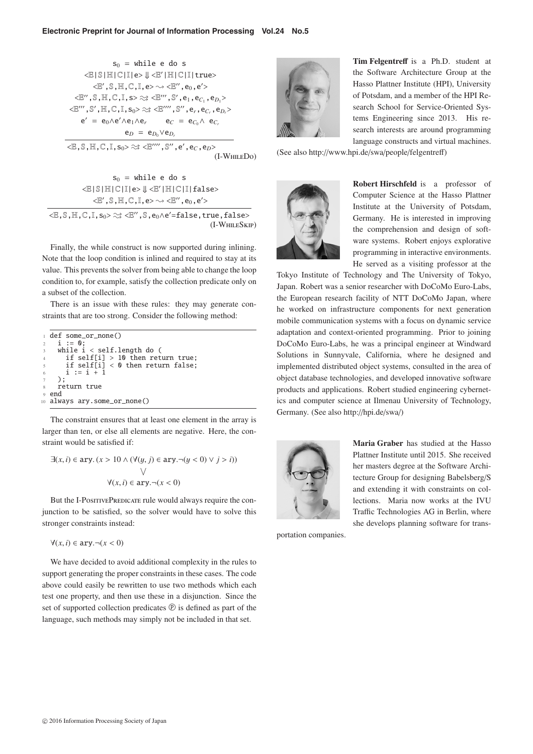$$\frac{\begin{array}{c}
\texttt{s}_0 = \texttt{while e do s} \\
\texttt{<}\mathbb{E}|\mathbb{S}|\mathbb{H}|\mathbb{C}|\mathbb{I}|\texttt{e>} \Downarrow \texttt{<}\mathbb{E}'|\mathbb{H}|\mathbb{C}|\mathbb{I}|\texttt{true>} \\
\texttt{<}\mathbb{E}',\mathbb{S},\mathbb{H},\mathbb{C},\mathbb{I},\texttt{e>} \rightsquigarrow \texttt{<}\mathbb{E}'',\texttt{e}_0,\texttt{e}'\texttt{>} \\
\texttt{<}\mathbb{E}'',\mathbb{S},\mathbb{H},\mathbb{C},\mathbb{I},\texttt{s>} \approx\!\!> \texttt{<}\mathbb{E}''',\mathbb{S}',\texttt{e}_1,\texttt{e}_{C_1},\texttt{e}_{D_1}\texttt{>} \\
\texttt{<}\mathbb{E}''',\mathbb{S}',\mathbb{H},\mathbb{C},\mathbb{I},\texttt{s}_0\texttt{>} \approx\!\!> \texttt{<}\mathbb{E}'''',\mathbb{S}'',\texttt{e}_r,\texttt{e}_{C_r},\texttt{e}_{D_r}\texttt{>} \\
\texttt{e}' = \texttt{e}_0 \wedge \texttt{e}' \wedge \texttt{e}_1 \wedge \texttt{e}_r \qquad \texttt{e}_C = \texttt{e}_{C_0} \wedge \texttt{e}_{C_r} \\
\texttt{e}_D = \texttt{e}_{D_0} \vee \texttt{e}_{D_r}
\end{array}}{\texttt{<}\mathbb{E},\mathbb{S},\mathbb{H},\mathbb{C},\mathbb{I},\texttt{s}_0\texttt{>} \approx\!\!> \texttt{<}\mathbb{E}'''',\mathbb{S}'',\texttt{e}',\texttt{e}_C,\texttt{e}_D\texttt{>}} \text{ (I-WhileDo)}$$

$$\frac{\begin{array}{c}
\texttt{s}_0 = \texttt{while e do s} \\
\texttt{<}\mathbb{E}|\mathbb{S}|\mathbb{H}|\mathbb{C}|\mathbb{I}|\texttt{e>} \Downarrow \texttt{<}\mathbb{E}'|\mathbb{H}|\mathbb{C}|\mathbb{I}|\texttt{false>} \\
\texttt{<}\mathbb{E}',\mathbb{S},\mathbb{H},\mathbb{C},\mathbb{I},\texttt{e>} \rightsquigarrow \texttt{<}\mathbb{E}'',\texttt{e}_0,\texttt{e}'\texttt{>}
\end{array}}{\texttt{<}\mathbb{E},\mathbb{S},\mathbb{H},\mathbb{C},\mathbb{I},\texttt{s}_0\texttt{>} \approx\!\!> \texttt{<}\mathbb{E}'',\mathbb{S},\texttt{e}_0 \wedge \texttt{e}'\texttt{=false},\texttt{true},\texttt{false>}} \text{ (I-WhileSkip)}$$

Finally, the while construct is now supported during inlining. Note that the loop condition is inlined and required to stay at its value. This prevents the solver from being able to change the loop condition to, for example, satisfy the collection predicate only on a subset of the collection.

There is an issue with these rules: they may generate constraints that are too strong. Consider the following method:

```
1  def some_or_none()
2    i := 0;
3    while i < self.length do (
4      if self[i] > 10 then return true;
5      if self[i] < 0 then return false;
6      i := i + 1
7    );
8    return true
9  end
10 always ary.some_or_none()
```

The constraint ensures that at least one element in the array is larger than ten, or else all elements are negative. Here, the constraint would be satisfied if:

$$\exists (x, i) \in \texttt{ary}.\, (x > 10 \wedge (\forall (y, j) \in \texttt{ary}.\neg(y < 0) \vee j > i))$$
$$\bigvee$$
$$\forall (x, i) \in \texttt{ary}.\neg(x < 0)$$

But the I-PositivePredicate rule would always require the conjunction to be satisfied, so the solver would have to solve this stronger constraints instead:

$$\forall (x, i) \in \texttt{ary}.\neg(x < 0)$$

We have decided to avoid additional complexity in the rules to support generating the proper constraints in these cases. The code above could easily be rewritten to use two methods which each test one property, and then use these in a disjunction. Since the set of supported collection predicates ℗ is defined as part of the language, such methods may simply not be included in that set.

**Tim Felgentreff** is a Ph.D. student at the Software Architecture Group at the Hasso Plattner Institute (HPI), University of Potsdam, and a member of the HPI Research School for Service-Oriented Systems Engineering since 2013. His research interests are around programming language constructs and virtual machines. (See also http://www.hpi.de/swa/people/felgentreff)

**Robert Hirschfeld** is a professor of Computer Science at the Hasso Plattner Institute at the University of Potsdam, Germany. He is interested in improving the comprehension and design of software systems. Robert enjoys explorative programming in interactive environments. He served as a visiting professor at the Tokyo Institute of Technology and The University of Tokyo, Japan. Robert was a senior researcher with DoCoMo Euro-Labs, the European research facility of NTT DoCoMo Japan, where he worked on infrastructure components for next generation mobile communication systems with a focus on dynamic service adaptation and context-oriented programming. Prior to joining DoCoMo Euro-Labs, he was a principal engineer at Windward Solutions in Sunnyvale, California, where he designed and implemented distributed object systems, consulted in the area of object database technologies, and developed innovative software products and applications. Robert studied engineering cybernetics and computer science at Ilmenau University of Technology, Germany. (See also http://hpi.de/swa/)

**Maria Graber** has studied at the Hasso Plattner Institute until 2015. She received her masters degree at the Software Architecture Group for designing Babelsberg/S and extending it with constraints on collections. Maria now works at the IVU Traffic Technologies AG in Berlin, where she develops planning software for transportation companies.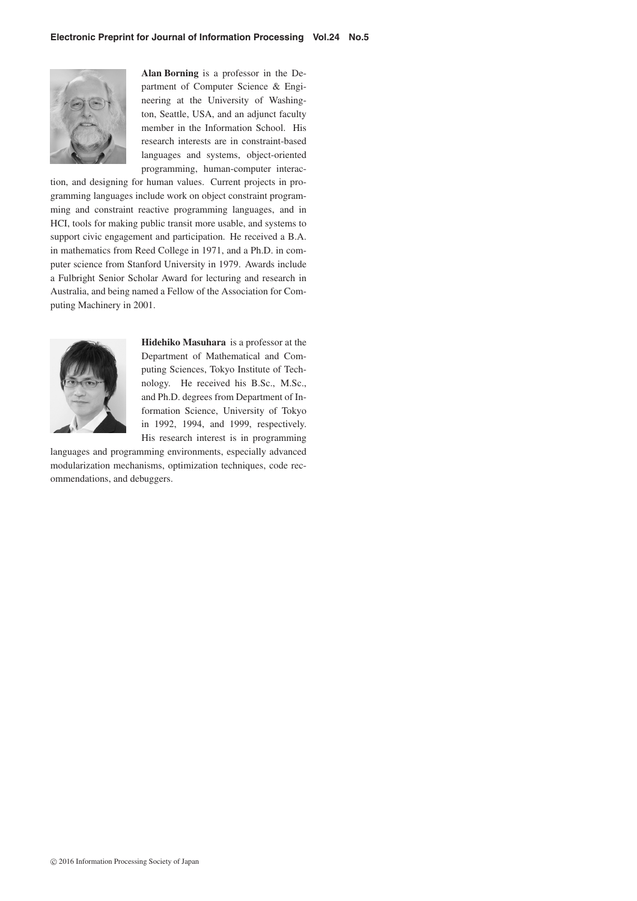**Alan Borning** is a professor in the Department of Computer Science & Engineering at the University of Washington, Seattle, USA, and an adjunct faculty member in the Information School. His research interests are in constraint-based languages and systems, object-oriented programming, human-computer interaction, and designing for human values. Current projects in programming languages include work on object constraint programming and constraint reactive programming languages, and in HCI, tools for making public transit more usable, and systems to support civic engagement and participation. He received a B.A. in mathematics from Reed College in 1971, and a Ph.D. in computer science from Stanford University in 1979. Awards include a Fulbright Senior Scholar Award for lecturing and research in Australia, and being named a Fellow of the Association for Computing Machinery in 2001.

**Hidehiko Masuhara** is a professor at the Department of Mathematical and Computing Sciences, Tokyo Institute of Technology. He received his B.Sc., M.Sc., and Ph.D. degrees from Department of Information Science, University of Tokyo in 1992, 1994, and 1999, respectively. His research interest is in programming languages and programming environments, especially advanced modularization mechanisms, optimization techniques, code recommendations, and debuggers.